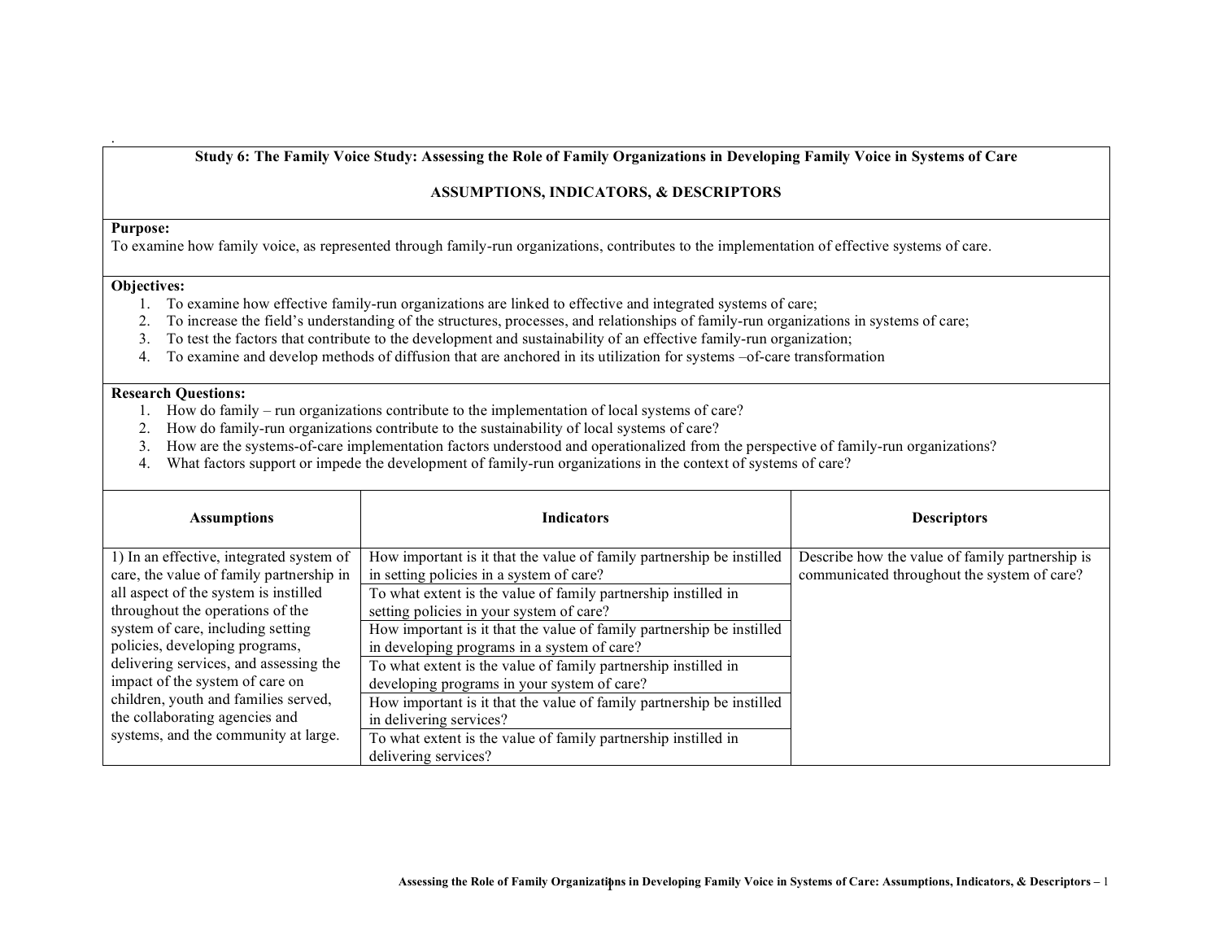**Study 6: The Family Voice Study: Assessing the Role of Family Organizations in Developing Family Voice in Systems of Care**

**ASSUMPTIONS, INDICATORS, & DESCRIPTORS**

**Purpose:**
To examine how family voice, as represented through family-run organizations, contributes to the implementation of effective systems of care.

**Objectives:**

1. To examine how effective family-run organizations are linked to effective and integrated systems of care;
2. To increase the field's understanding of the structures, processes, and relationships of family-run organizations in systems of care;
3. To test the factors that contribute to the development and sustainability of an effective family-run organization;
4. To examine and develop methods of diffusion that are anchored in its utilization for systems –of-care transformation

**Research Questions:**

1. How do family – run organizations contribute to the implementation of local systems of care?
2. How do family-run organizations contribute to the sustainability of local systems of care?
3. How are the systems-of-care implementation factors understood and operationalized from the perspective of family-run organizations?
4. What factors support or impede the development of family-run organizations in the context of systems of care?

| Assumptions | Indicators | Descriptors |
|---|---|---|
| 1) In an effective, integrated system of care, the value of family partnership in all aspect of the system is instilled throughout the operations of the system of care, including setting policies, developing programs, delivering services, and assessing the impact of the system of care on children, youth and families served, the collaborating agencies and systems, and the community at large. | How important is it that the value of family partnership be instilled in setting policies in a system of care? | Describe how the value of family partnership is communicated throughout the system of care? |
| | To what extent is the value of family partnership instilled in setting policies in your system of care? | |
| | How important is it that the value of family partnership be instilled in developing programs in a system of care? | |
| | To what extent is the value of family partnership instilled in developing programs in your system of care? | |
| | How important is it that the value of family partnership be instilled in delivering services? | |
| | To what extent is the value of family partnership instilled in delivering services? | |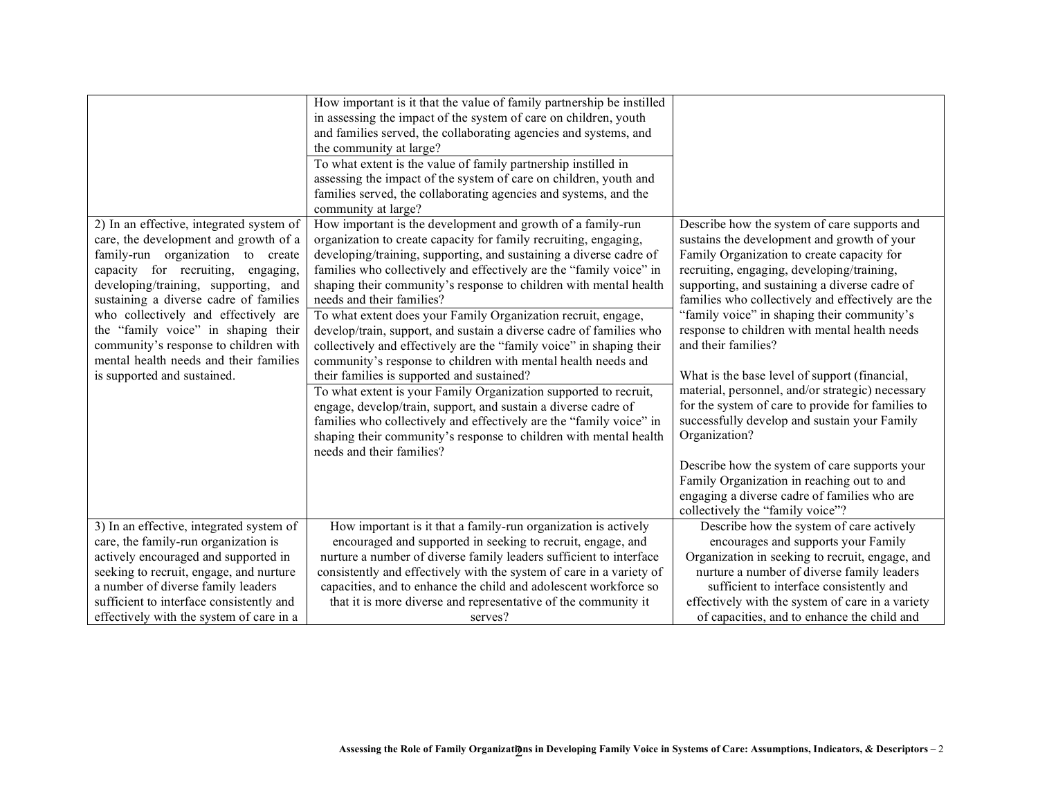| | | |
|---|---|---|
| | How important is it that the value of family partnership be instilled in assessing the impact of the system of care on children, youth and families served, the collaborating agencies and systems, and the community at large? | |
| | To what extent is the value of family partnership instilled in assessing the impact of the system of care on children, youth and families served, the collaborating agencies and systems, and the community at large? | |
| 2) In an effective, integrated system of care, the development and growth of a family-run organization to create capacity for recruiting, engaging, developing/training, supporting, and sustaining a diverse cadre of families who collectively and effectively are the "family voice" in shaping their community's response to children with mental health needs and their families is supported and sustained. | How important is the development and growth of a family-run organization to create capacity for family recruiting, engaging, developing/training, supporting, and sustaining a diverse cadre of families who collectively and effectively are the "family voice" in shaping their community's response to children with mental health needs and their families? | Describe how the system of care supports and sustains the development and growth of your Family Organization to create capacity for recruiting, engaging, developing/training, supporting, and sustaining a diverse cadre of families who collectively and effectively are the "family voice" in shaping their community's response to children with mental health needs and their families?<br><br>What is the base level of support (financial, material, personnel, and/or strategic) necessary for the system of care to provide for families to successfully develop and sustain your Family Organization?<br><br>Describe how the system of care supports your Family Organization in reaching out to and engaging a diverse cadre of families who are collectively the "family voice"? |
| | To what extent does your Family Organization recruit, engage, develop/train, support, and sustain a diverse cadre of families who collectively and effectively are the "family voice" in shaping their community's response to children with mental health needs and their families is supported and sustained? | |
| | To what extent is your Family Organization supported to recruit, engage, develop/train, support, and sustain a diverse cadre of families who collectively and effectively are the "family voice" in shaping their community's response to children with mental health needs and their families? | |
| 3) In an effective, integrated system of care, the family-run organization is actively encouraged and supported in seeking to recruit, engage, and nurture a number of diverse family leaders sufficient to interface consistently and effectively with the system of care in a | How important is it that a family-run organization is actively encouraged and supported in seeking to recruit, engage, and nurture a number of diverse family leaders sufficient to interface consistently and effectively with the system of care in a variety of capacities, and to enhance the child and adolescent workforce so that it is more diverse and representative of the community it serves? | Describe how the system of care actively encourages and supports your Family Organization in seeking to recruit, engage, and nurture a number of diverse family leaders sufficient to interface consistently and effectively with the system of care in a variety of capacities, and to enhance the child and |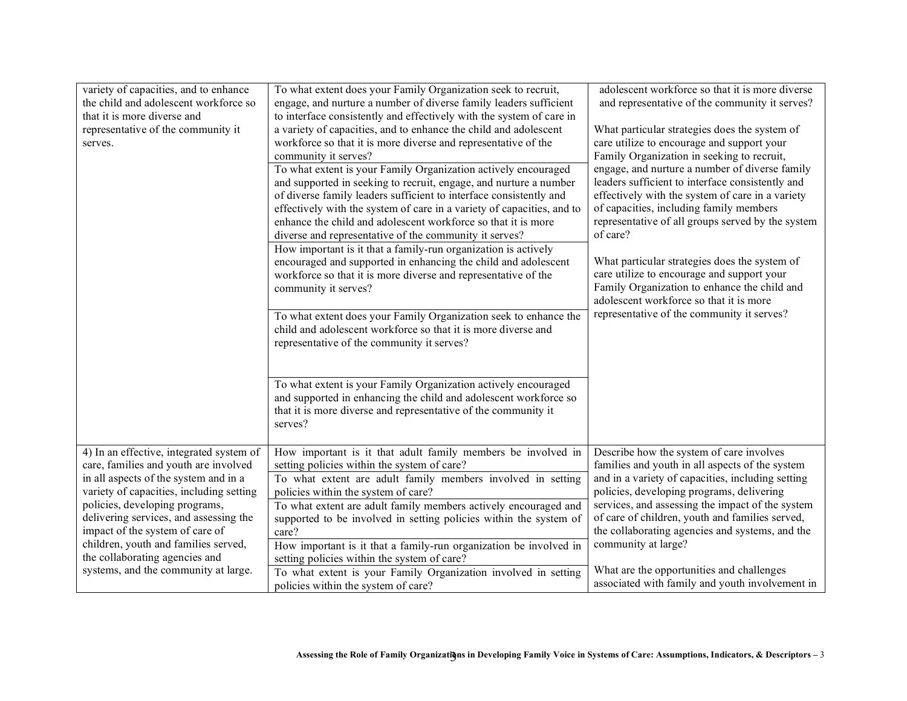| | | |
|---|---|---|
| variety of capacities, and to enhance the child and adolescent workforce so that it is more diverse and representative of the community it serves. | To what extent does your Family Organization seek to recruit, engage, and nurture a number of diverse family leaders sufficient to interface consistently and effectively with the system of care in a variety of capacities, and to enhance the child and adolescent workforce so that it is more diverse and representative of the community it serves? | adolescent workforce so that it is more diverse and representative of the community it serves?<br><br>What particular strategies does the system of care utilize to encourage and support your Family Organization in seeking to recruit, engage, and nurture a number of diverse family leaders sufficient to interface consistently and effectively with the system of care in a variety of capacities, including family members representative of all groups served by the system of care?<br><br>What particular strategies does the system of care utilize to encourage and support your Family Organization to enhance the child and adolescent workforce so that it is more representative of the community it serves? |
| | To what extent is your Family Organization actively encouraged and supported in seeking to recruit, engage, and nurture a number of diverse family leaders sufficient to interface consistently and effectively with the system of care in a variety of capacities, and to enhance the child and adolescent workforce so that it is more diverse and representative of the community it serves? | |
| | How important is it that a family-run organization is actively encouraged and supported in enhancing the child and adolescent workforce so that it is more diverse and representative of the community it serves? | |
| | To what extent does your Family Organization seek to enhance the child and adolescent workforce so that it is more diverse and representative of the community it serves? | |
| | To what extent is your Family Organization actively encouraged and supported in enhancing the child and adolescent workforce so that it is more diverse and representative of the community it serves? | |
| 4) In an effective, integrated system of care, families and youth are involved in all aspects of the system and in a variety of capacities, including setting policies, developing programs, delivering services, and assessing the impact of the system of care of children, youth and families served, the collaborating agencies and systems, and the community at large. | How important is it that adult family members be involved in setting policies within the system of care? | Describe how the system of care involves families and youth in all aspects of the system and in a variety of capacities, including setting policies, developing programs, delivering services, and assessing the impact of the system of care of children, youth and families served, the collaborating agencies and systems, and the community at large?<br><br>What are the opportunities and challenges associated with family and youth involvement in |
| | To what extent are adult family members involved in setting policies within the system of care? | |
| | To what extent are adult family members actively encouraged and supported to be involved in setting policies within the system of care? | |
| | How important is it that a family-run organization be involved in setting policies within the system of care? | |
| | To what extent is your Family Organization involved in setting policies within the system of care? | |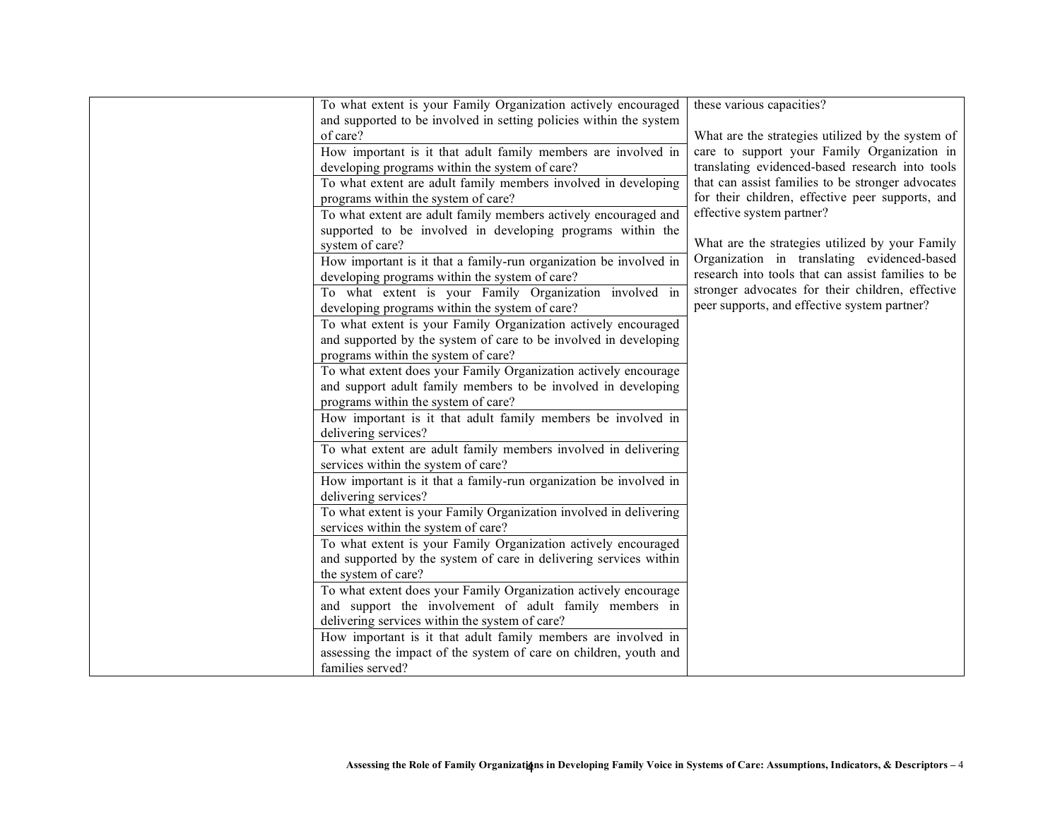| | | |
|---|---|---|
| | To what extent is your Family Organization actively encouraged and supported to be involved in setting policies within the system of care? | these various capacities?<br><br>What are the strategies utilized by the system of care to support your Family Organization in translating evidenced-based research into tools that can assist families to be stronger advocates for their children, effective peer supports, and effective system partner?<br><br>What are the strategies utilized by your Family Organization in translating evidenced-based research into tools that can assist families to be stronger advocates for their children, effective peer supports, and effective system partner? |
| | How important is it that adult family members are involved in developing programs within the system of care? | |
| | To what extent are adult family members involved in developing programs within the system of care? | |
| | To what extent are adult family members actively encouraged and supported to be involved in developing programs within the system of care? | |
| | How important is it that a family-run organization be involved in developing programs within the system of care? | |
| | To what extent is your Family Organization involved in developing programs within the system of care? | |
| | To what extent is your Family Organization actively encouraged and supported by the system of care to be involved in developing programs within the system of care? | |
| | To what extent does your Family Organization actively encourage and support adult family members to be involved in developing programs within the system of care? | |
| | How important is it that adult family members be involved in delivering services? | |
| | To what extent are adult family members involved in delivering services within the system of care? | |
| | How important is it that a family-run organization be involved in delivering services? | |
| | To what extent is your Family Organization involved in delivering services within the system of care? | |
| | To what extent is your Family Organization actively encouraged and supported by the system of care in delivering services within the system of care? | |
| | To what extent does your Family Organization actively encourage and support the involvement of adult family members in delivering services within the system of care? | |
| | How important is it that adult family members are involved in assessing the impact of the system of care on children, youth and families served? | |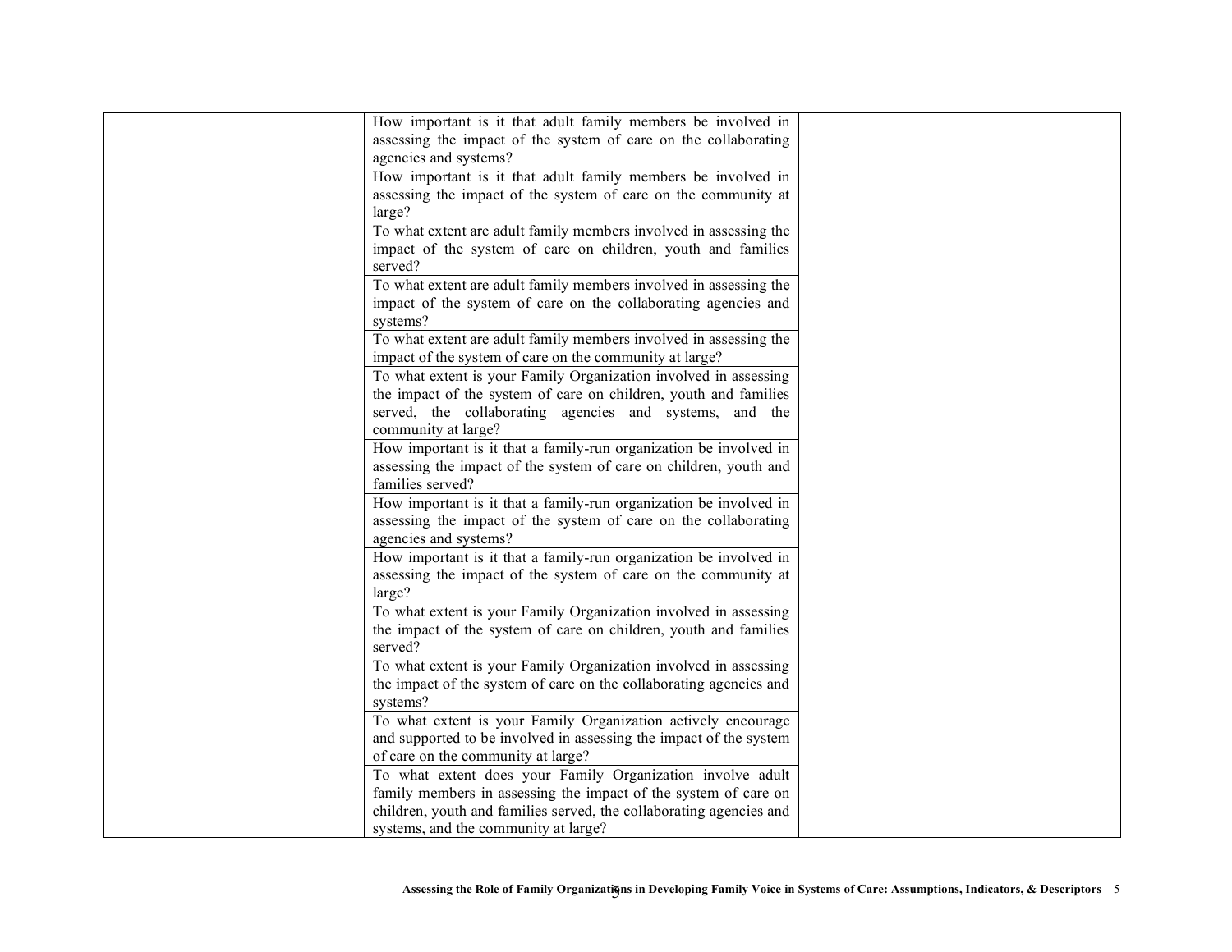| | | |
|---|---|---|
| | How important is it that adult family members be involved in assessing the impact of the system of care on the collaborating agencies and systems? | |
| | How important is it that adult family members be involved in assessing the impact of the system of care on the community at large? | |
| | To what extent are adult family members involved in assessing the impact of the system of care on children, youth and families served? | |
| | To what extent are adult family members involved in assessing the impact of the system of care on the collaborating agencies and systems? | |
| | To what extent are adult family members involved in assessing the impact of the system of care on the community at large? | |
| | To what extent is your Family Organization involved in assessing the impact of the system of care on children, youth and families served, the collaborating agencies and systems, and the community at large? | |
| | How important is it that a family-run organization be involved in assessing the impact of the system of care on children, youth and families served? | |
| | How important is it that a family-run organization be involved in assessing the impact of the system of care on the collaborating agencies and systems? | |
| | How important is it that a family-run organization be involved in assessing the impact of the system of care on the community at large? | |
| | To what extent is your Family Organization involved in assessing the impact of the system of care on children, youth and families served? | |
| | To what extent is your Family Organization involved in assessing the impact of the system of care on the collaborating agencies and systems? | |
| | To what extent is your Family Organization actively encourage and supported to be involved in assessing the impact of the system of care on the community at large? | |
| | To what extent does your Family Organization involve adult family members in assessing the impact of the system of care on children, youth and families served, the collaborating agencies and systems, and the community at large? | |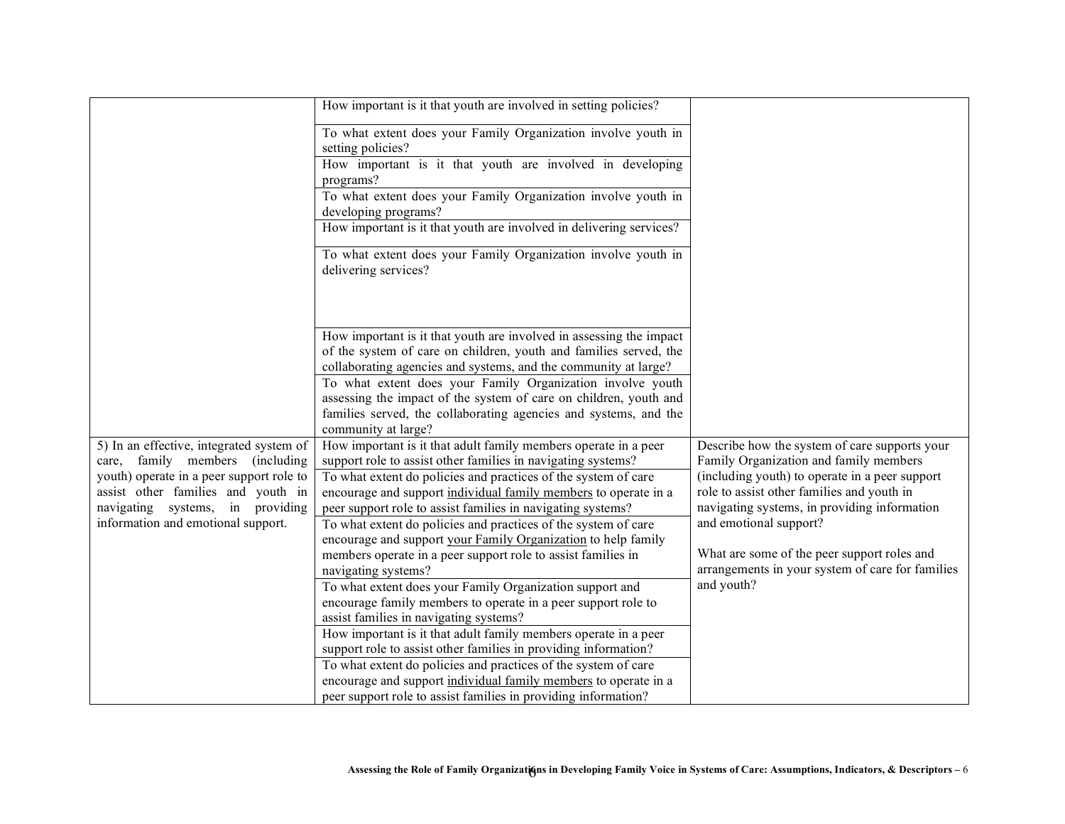| | | |
|---|---|---|
| | How important is it that youth are involved in setting policies? | |
| | To what extent does your Family Organization involve youth in setting policies? | |
| | How important is it that youth are involved in developing programs? | |
| | To what extent does your Family Organization involve youth in developing programs? | |
| | How important is it that youth are involved in delivering services? | |
| | To what extent does your Family Organization involve youth in delivering services? | |
| | How important is it that youth are involved in assessing the impact of the system of care on children, youth and families served, the collaborating agencies and systems, and the community at large? | |
| | To what extent does your Family Organization involve youth assessing the impact of the system of care on children, youth and families served, the collaborating agencies and systems, and the community at large? | |
| 5) In an effective, integrated system of care, family members (including youth) operate in a peer support role to assist other families and youth in navigating systems, in providing information and emotional support. | How important is it that adult family members operate in a peer support role to assist other families in navigating systems? | Describe how the system of care supports your Family Organization and family members (including youth) to operate in a peer support role to assist other families and youth in navigating systems, in providing information and emotional support?<br><br>What are some of the peer support roles and arrangements in your system of care for families and youth? |
| | To what extent do policies and practices of the system of care encourage and support <u>individual family members</u> to operate in a peer support role to assist families in navigating systems? | |
| | To what extent do policies and practices of the system of care encourage and support <u>your Family Organization</u> to help family members operate in a peer support role to assist families in navigating systems? | |
| | To what extent does your Family Organization support and encourage family members to operate in a peer support role to assist families in navigating systems? | |
| | How important is it that adult family members operate in a peer support role to assist other families in providing information? | |
| | To what extent do policies and practices of the system of care encourage and support <u>individual family members</u> to operate in a peer support role to assist families in providing information? | |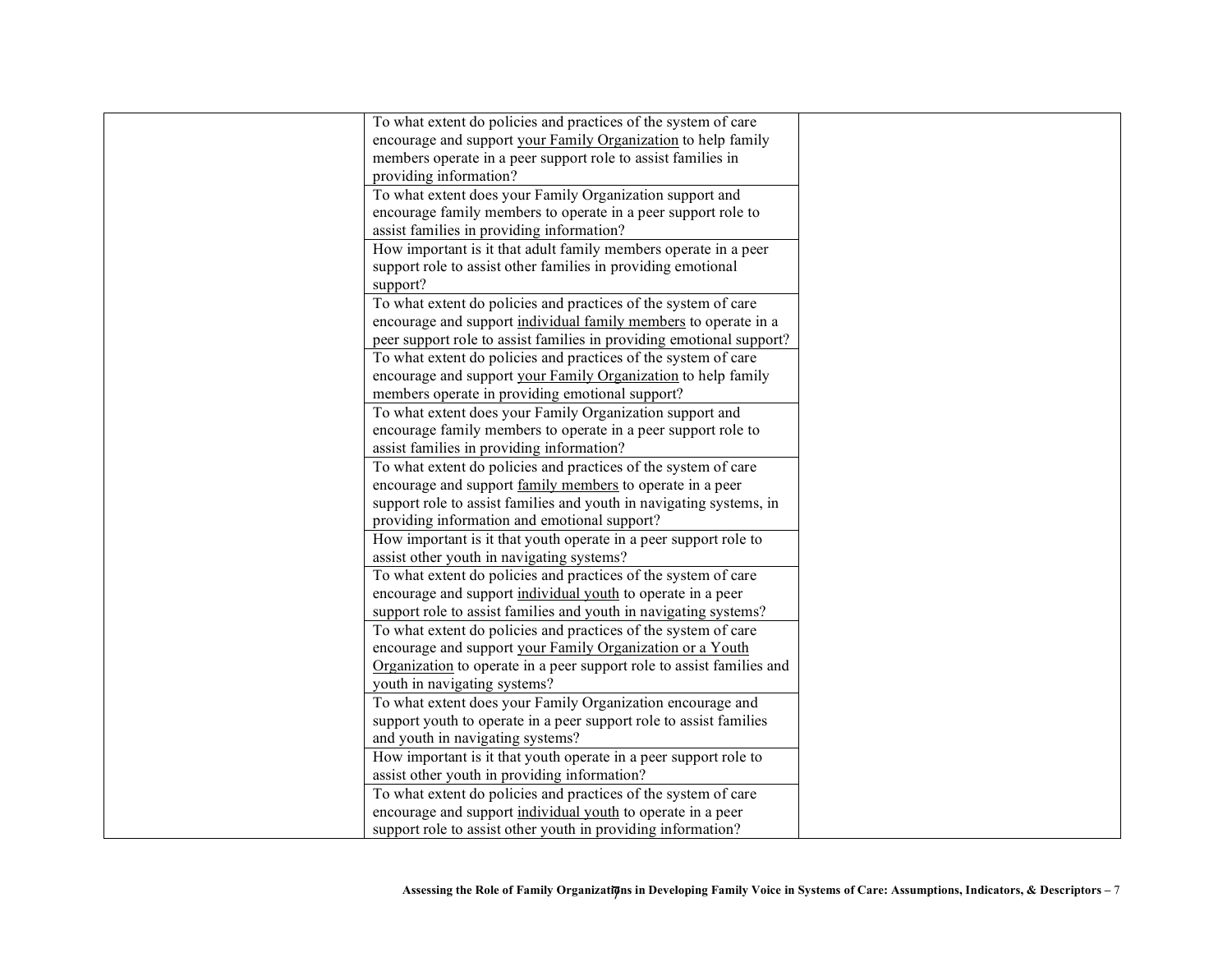| | | |
|---|---|---|
| | To what extent do policies and practices of the system of care encourage and support <u>your Family Organization</u> to help family members operate in a peer support role to assist families in providing information? | |
| | To what extent does your Family Organization support and encourage family members to operate in a peer support role to assist families in providing information? | |
| | How important is it that adult family members operate in a peer support role to assist other families in providing emotional support? | |
| | To what extent do policies and practices of the system of care encourage and support <u>individual family members</u> to operate in a peer support role to assist families in providing emotional support? | |
| | To what extent do policies and practices of the system of care encourage and support <u>your Family Organization</u> to help family members operate in providing emotional support? | |
| | To what extent does your Family Organization support and encourage family members to operate in a peer support role to assist families in providing information? | |
| | To what extent do policies and practices of the system of care encourage and support <u>family members</u> to operate in a peer support role to assist families and youth in navigating systems, in providing information and emotional support? | |
| | How important is it that youth operate in a peer support role to assist other youth in navigating systems? | |
| | To what extent do policies and practices of the system of care encourage and support <u>individual youth</u> to operate in a peer support role to assist families and youth in navigating systems? | |
| | To what extent do policies and practices of the system of care encourage and support <u>your Family Organization or a Youth Organization</u> to operate in a peer support role to assist families and youth in navigating systems? | |
| | To what extent does your Family Organization encourage and support youth to operate in a peer support role to assist families and youth in navigating systems? | |
| | How important is it that youth operate in a peer support role to assist other youth in providing information? | |
| | To what extent do policies and practices of the system of care encourage and support <u>individual youth</u> to operate in a peer support role to assist other youth in providing information? | |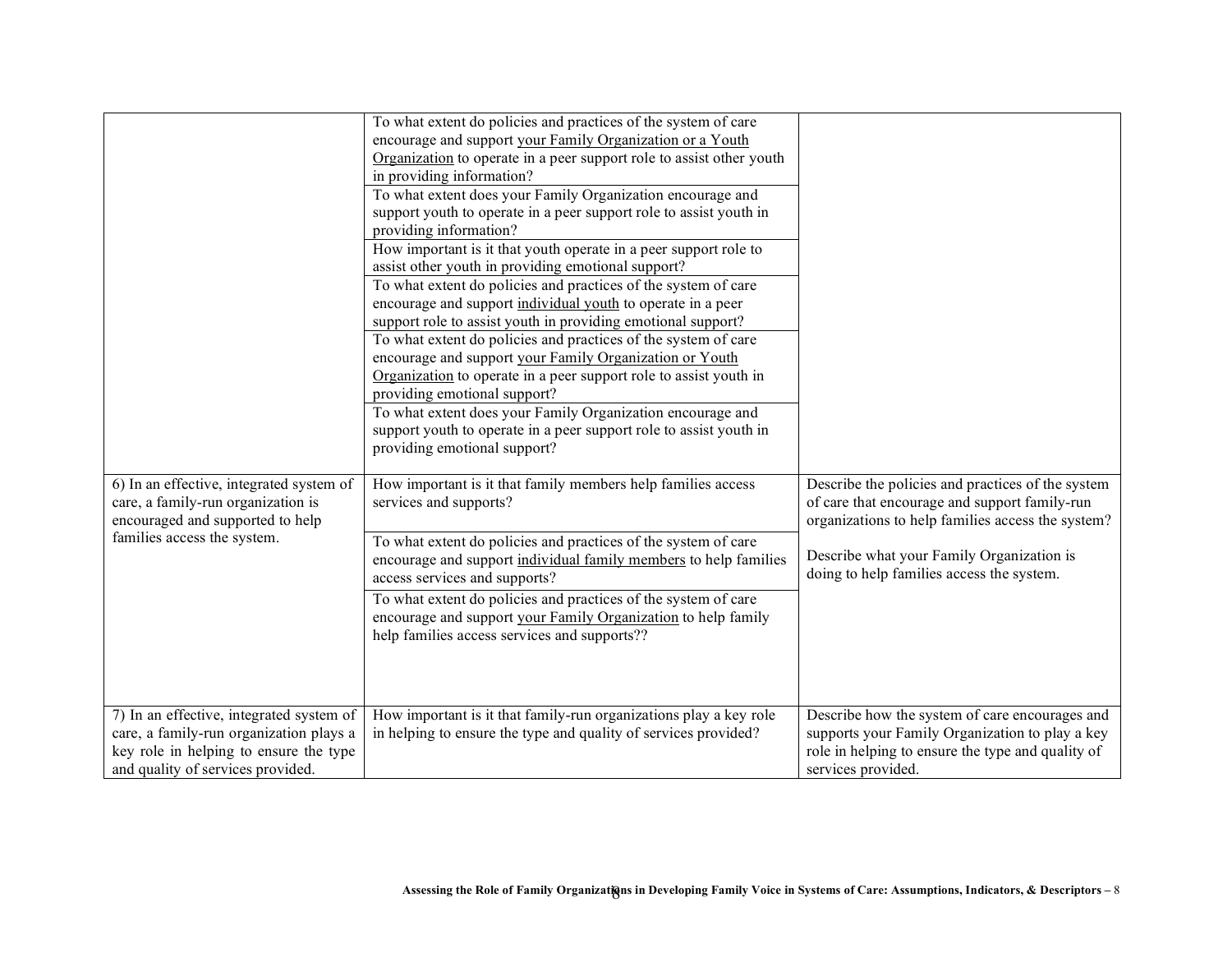| | | |
|---|---|---|
| | To what extent do policies and practices of the system of care encourage and support your Family Organization or a Youth Organization to operate in a peer support role to assist other youth in providing information? | |
| | To what extent does your Family Organization encourage and support youth to operate in a peer support role to assist youth in providing information? | |
| | How important is it that youth operate in a peer support role to assist other youth in providing emotional support? | |
| | To what extent do policies and practices of the system of care encourage and support individual youth to operate in a peer support role to assist youth in providing emotional support? | |
| | To what extent do policies and practices of the system of care encourage and support your Family Organization or Youth Organization to operate in a peer support role to assist youth in providing emotional support? | |
| | To what extent does your Family Organization encourage and support youth to operate in a peer support role to assist youth in providing emotional support? | |
| 6) In an effective, integrated system of care, a family-run organization is encouraged and supported to help families access the system. | How important is it that family members help families access services and supports? | Describe the policies and practices of the system of care that encourage and support family-run organizations to help families access the system? |
| | To what extent do policies and practices of the system of care encourage and support individual family members to help families access services and supports? | Describe what your Family Organization is doing to help families access the system. |
| | To what extent do policies and practices of the system of care encourage and support your Family Organization to help family help families access services and supports?? | |
| 7) In an effective, integrated system of care, a family-run organization plays a key role in helping to ensure the type and quality of services provided. | How important is it that family-run organizations play a key role in helping to ensure the type and quality of services provided? | Describe how the system of care encourages and supports your Family Organization to play a key role in helping to ensure the type and quality of services provided. |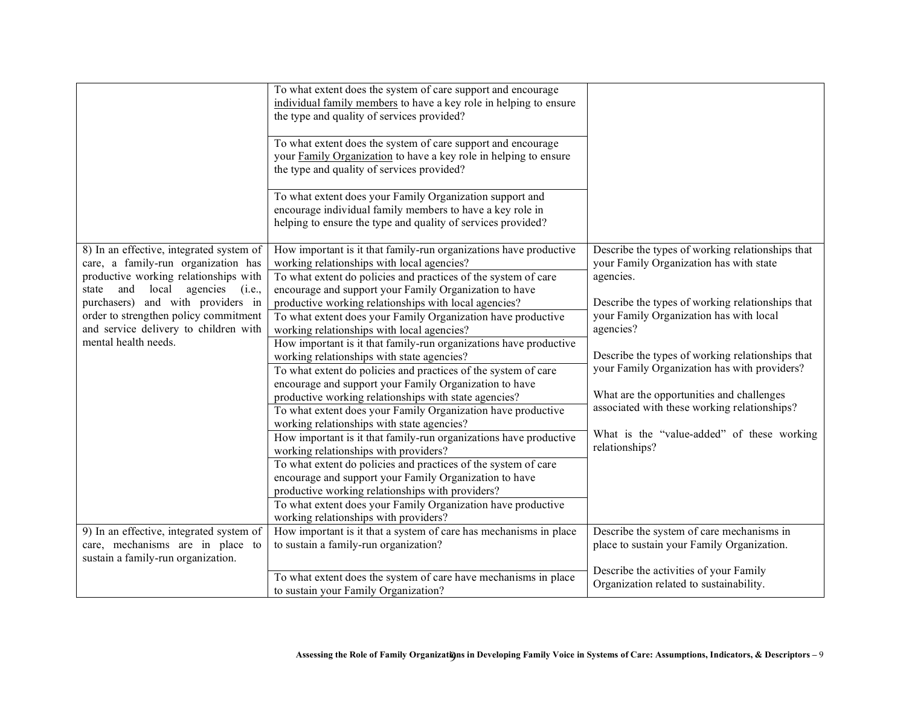| | | |
|---|---|---|
| | To what extent does the system of care support and encourage individual family members to have a key role in helping to ensure the type and quality of services provided? | |
| | To what extent does the system of care support and encourage your Family Organization to have a key role in helping to ensure the type and quality of services provided? | |
| | To what extent does your Family Organization support and encourage individual family members to have a key role in helping to ensure the type and quality of services provided? | |
| 8) In an effective, integrated system of care, a family-run organization has productive working relationships with state and local agencies (i.e., purchasers) and with providers in order to strengthen policy commitment and service delivery to children with mental health needs. | How important is it that family-run organizations have productive working relationships with local agencies? | Describe the types of working relationships that your Family Organization has with state agencies.<br><br>Describe the types of working relationships that your Family Organization has with local agencies?<br><br>Describe the types of working relationships that your Family Organization has with providers?<br><br>What are the opportunities and challenges associated with these working relationships?<br><br>What is the "value-added" of these working relationships? |
| | To what extent do policies and practices of the system of care encourage and support your Family Organization to have productive working relationships with local agencies? | |
| | To what extent does your Family Organization have productive working relationships with local agencies? | |
| | How important is it that family-run organizations have productive working relationships with state agencies? | |
| | To what extent do policies and practices of the system of care encourage and support your Family Organization to have productive working relationships with state agencies? | |
| | To what extent does your Family Organization have productive working relationships with state agencies? | |
| | How important is it that family-run organizations have productive working relationships with providers? | |
| | To what extent do policies and practices of the system of care encourage and support your Family Organization to have productive working relationships with providers? | |
| | To what extent does your Family Organization have productive working relationships with providers? | |
| 9) In an effective, integrated system of care, mechanisms are in place to sustain a family-run organization. | How important is it that a system of care has mechanisms in place to sustain a family-run organization? | Describe the system of care mechanisms in place to sustain your Family Organization.<br><br>Describe the activities of your Family Organization related to sustainability. |
| | To what extent does the system of care have mechanisms in place to sustain your Family Organization? | |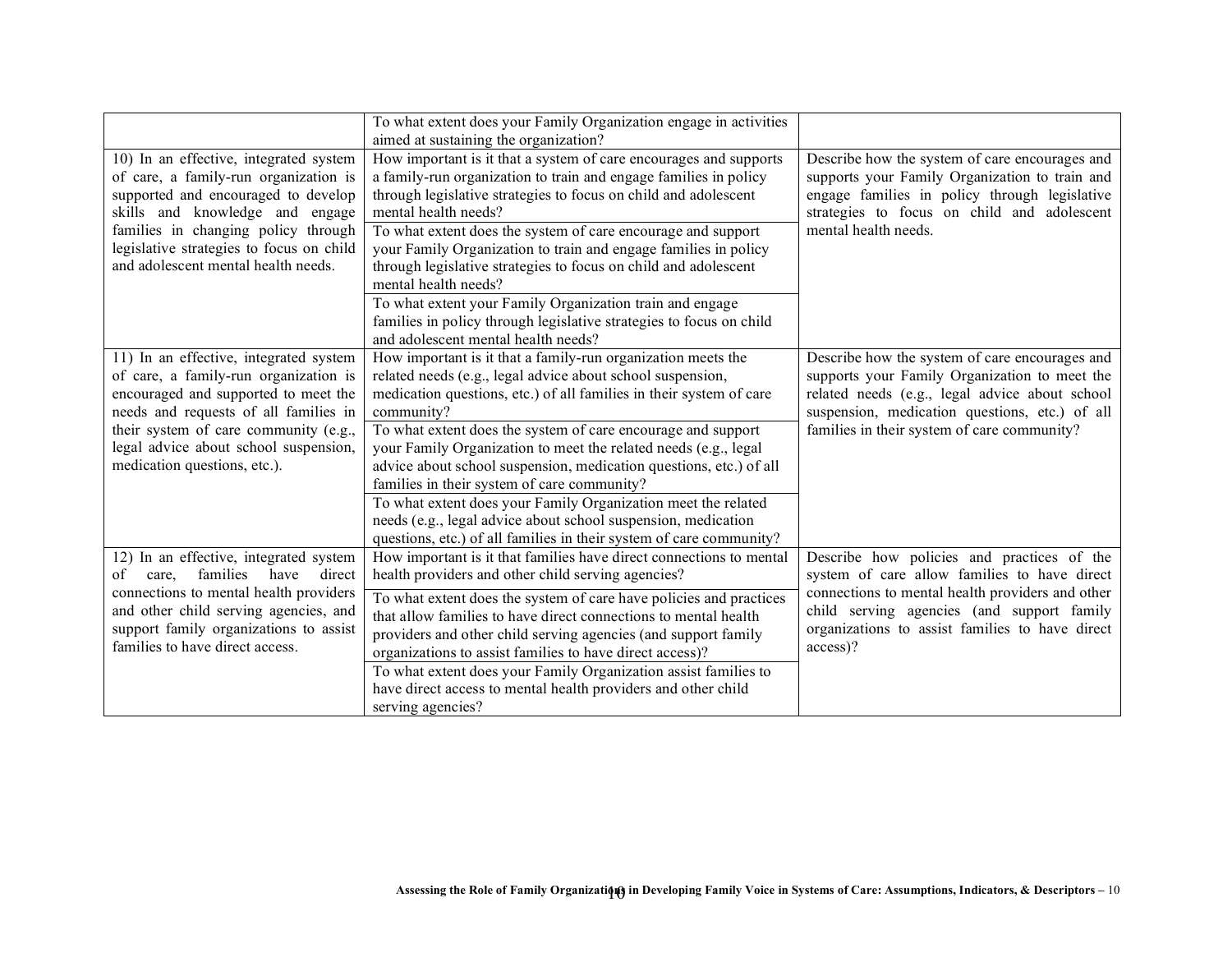| | | |
|---|---|---|
| | To what extent does your Family Organization engage in activities aimed at sustaining the organization? | |
| 10) In an effective, integrated system of care, a family-run organization is supported and encouraged to develop skills and knowledge and engage families in changing policy through legislative strategies to focus on child and adolescent mental health needs. | How important is it that a system of care encourages and supports a family-run organization to train and engage families in policy through legislative strategies to focus on child and adolescent mental health needs? | Describe how the system of care encourages and supports your Family Organization to train and engage families in policy through legislative strategies to focus on child and adolescent mental health needs. |
| | To what extent does the system of care encourage and support your Family Organization to train and engage families in policy through legislative strategies to focus on child and adolescent mental health needs? | |
| | To what extent your Family Organization train and engage families in policy through legislative strategies to focus on child and adolescent mental health needs? | |
| 11) In an effective, integrated system of care, a family-run organization is encouraged and supported to meet the needs and requests of all families in their system of care community (e.g., legal advice about school suspension, medication questions, etc.). | How important is it that a family-run organization meets the related needs (e.g., legal advice about school suspension, medication questions, etc.) of all families in their system of care community? | Describe how the system of care encourages and supports your Family Organization to meet the related needs (e.g., legal advice about school suspension, medication questions, etc.) of all families in their system of care community? |
| | To what extent does the system of care encourage and support your Family Organization to meet the related needs (e.g., legal advice about school suspension, medication questions, etc.) of all families in their system of care community? | |
| | To what extent does your Family Organization meet the related needs (e.g., legal advice about school suspension, medication questions, etc.) of all families in their system of care community? | |
| 12) In an effective, integrated system of care, families have direct connections to mental health providers and other child serving agencies, and support family organizations to assist families to have direct access. | How important is it that families have direct connections to mental health providers and other child serving agencies? | Describe how policies and practices of the system of care allow families to have direct connections to mental health providers and other child serving agencies (and support family organizations to assist families to have direct access)? |
| | To what extent does the system of care have policies and practices that allow families to have direct connections to mental health providers and other child serving agencies (and support family organizations to assist families to have direct access)? | |
| | To what extent does your Family Organization assist families to have direct access to mental health providers and other child serving agencies? | |